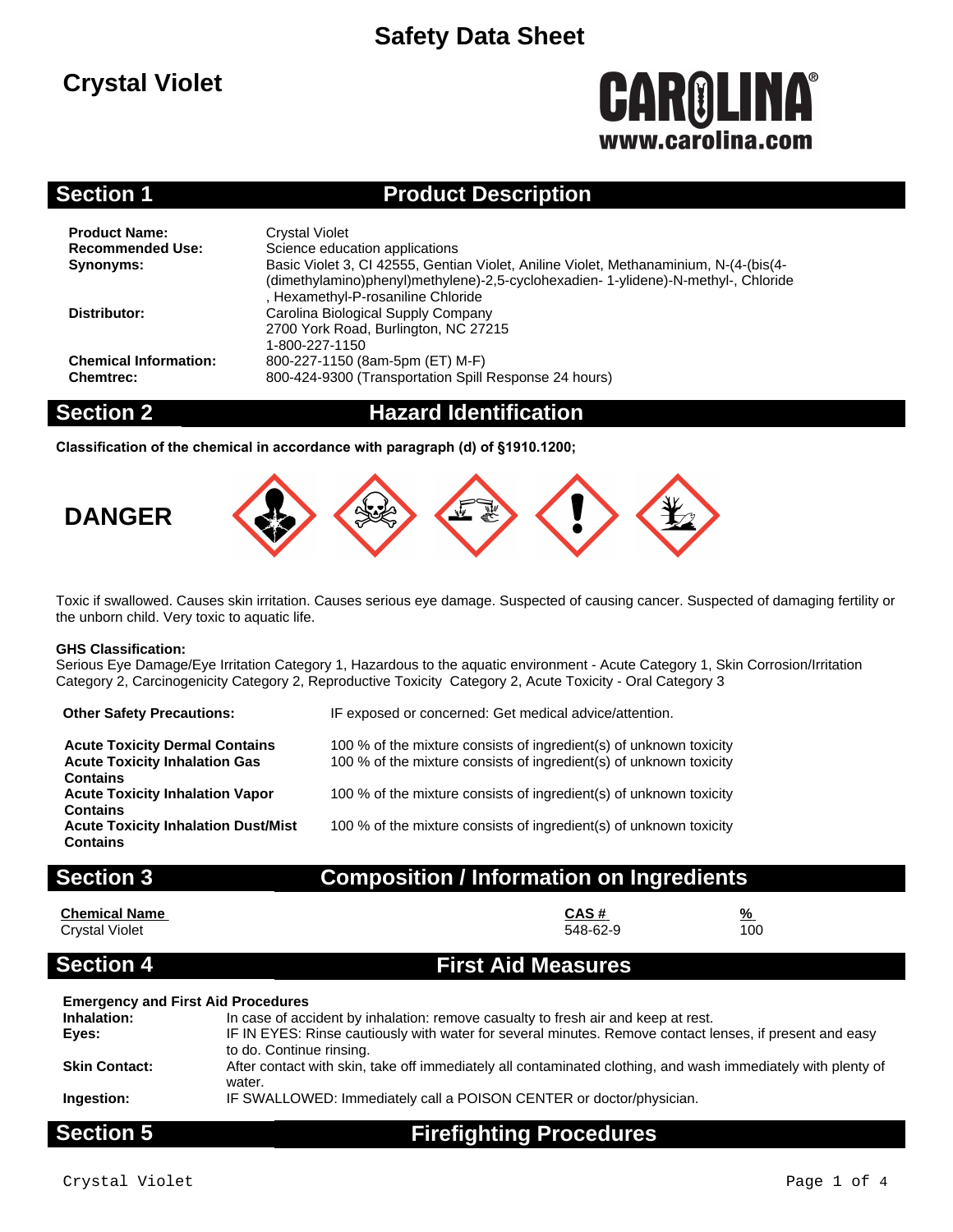# Safety Data Sheet

# Crystal Violet

CAROLINA®
www.carolina.com

## Section 1 Product Description

| | |
|---|---|
| **Product Name:** | Crystal Violet |
| **Recommended Use:** | Science education applications |
| **Synonyms:** | Basic Violet 3, CI 42555, Gentian Violet, Aniline Violet, Methanaminium, N-(4-(bis(4-(dimethylamino)phenyl)methylene)-2,5-cyclohexadien- 1-ylidene)-N-methyl-, Chloride , Hexamethyl-P-rosaniline Chloride |
| **Distributor:** | Carolina Biological Supply Company<br>2700 York Road, Burlington, NC 27215<br>1-800-227-1150 |
| **Chemical Information:** | 800-227-1150 (8am-5pm (ET) M-F) |
| **Chemtrec:** | 800-424-9300 (Transportation Spill Response 24 hours) |

## Section 2 Hazard Identification

**Classification of the chemical in accordance with paragraph (d) of §1910.1200;**

**DANGER**

Toxic if swallowed. Causes skin irritation. Causes serious eye damage. Suspected of causing cancer. Suspected of damaging fertility or the unborn child. Very toxic to aquatic life.

**GHS Classification:**
Serious Eye Damage/Eye Irritation Category 1, Hazardous to the aquatic environment - Acute Category 1, Skin Corrosion/Irritation Category 2, Carcinogenicity Category 2, Reproductive Toxicity Category 2, Acute Toxicity - Oral Category 3

| | |
|---|---|
| **Other Safety Precautions:** | IF exposed or concerned: Get medical advice/attention. |
| **Acute Toxicity Dermal Contains** | 100 % of the mixture consists of ingredient(s) of unknown toxicity |
| **Acute Toxicity Inhalation Gas Contains** | 100 % of the mixture consists of ingredient(s) of unknown toxicity |
| **Acute Toxicity Inhalation Vapor Contains** | 100 % of the mixture consists of ingredient(s) of unknown toxicity |
| **Acute Toxicity Inhalation Dust/Mist Contains** | 100 % of the mixture consists of ingredient(s) of unknown toxicity |

## Section 3 Composition / Information on Ingredients

| Chemical Name | CAS # | % |
|---|---|---|
| Crystal Violet | 548-62-9 | 100 |

## Section 4 First Aid Measures

**Emergency and First Aid Procedures**

| | |
|---|---|
| **Inhalation:** | In case of accident by inhalation: remove casualty to fresh air and keep at rest. |
| **Eyes:** | IF IN EYES: Rinse cautiously with water for several minutes. Remove contact lenses, if present and easy to do. Continue rinsing. |
| **Skin Contact:** | After contact with skin, take off immediately all contaminated clothing, and wash immediately with plenty of water. |
| **Ingestion:** | IF SWALLOWED: Immediately call a POISON CENTER or doctor/physician. |

## Section 5 Firefighting Procedures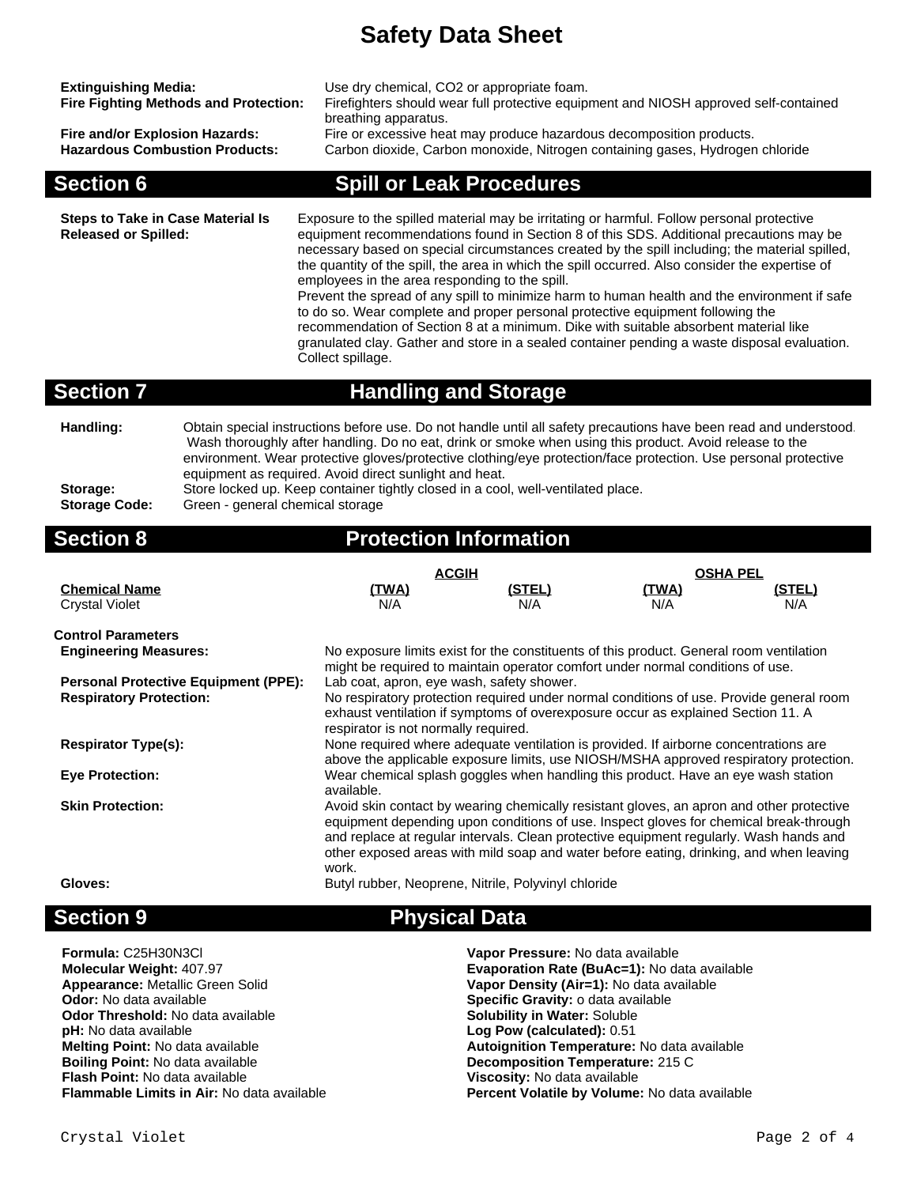# Safety Data Sheet

**Extinguishing Media:** Use dry chemical, CO2 or appropriate foam.
**Fire Fighting Methods and Protection:** Firefighters should wear full protective equipment and NIOSH approved self-contained breathing apparatus.
**Fire and/or Explosion Hazards:** Fire or excessive heat may produce hazardous decomposition products.
**Hazardous Combustion Products:** Carbon dioxide, Carbon monoxide, Nitrogen containing gases, Hydrogen chloride

## Section 6 Spill or Leak Procedures

**Steps to Take in Case Material Is Released or Spilled:** Exposure to the spilled material may be irritating or harmful. Follow personal protective equipment recommendations found in Section 8 of this SDS. Additional precautions may be necessary based on special circumstances created by the spill including; the material spilled, the quantity of the spill, the area in which the spill occurred. Also consider the expertise of employees in the area responding to the spill.
Prevent the spread of any spill to minimize harm to human health and the environment if safe to do so. Wear complete and proper personal protective equipment following the recommendation of Section 8 at a minimum. Dike with suitable absorbent material like granulated clay. Gather and store in a sealed container pending a waste disposal evaluation. Collect spillage.

## Section 7 Handling and Storage

**Handling:** Obtain special instructions before use. Do not handle until all safety precautions have been read and understood. Wash thoroughly after handling. Do no eat, drink or smoke when using this product. Avoid release to the environment. Wear protective gloves/protective clothing/eye protection/face protection. Use personal protective equipment as required. Avoid direct sunlight and heat.
**Storage:** Store locked up. Keep container tightly closed in a cool, well-ventilated place.
**Storage Code:** Green - general chemical storage

## Section 8 Protection Information

| | ACGIH | | OSHA PEL | |
|---|---|---|---|---|
| **Chemical Name** | **(TWA)** | **(STEL)** | **(TWA)** | **(STEL)** |
| Crystal Violet | N/A | N/A | N/A | N/A |

**Control Parameters**

**Engineering Measures:** No exposure limits exist for the constituents of this product. General room ventilation might be required to maintain operator comfort under normal conditions of use.
**Personal Protective Equipment (PPE):** Lab coat, apron, eye wash, safety shower.
**Respiratory Protection:** No respiratory protection required under normal conditions of use. Provide general room exhaust ventilation if symptoms of overexposure occur as explained Section 11. A respirator is not normally required.
**Respirator Type(s):** None required where adequate ventilation is provided. If airborne concentrations are above the applicable exposure limits, use NIOSH/MSHA approved respiratory protection.
**Eye Protection:** Wear chemical splash goggles when handling this product. Have an eye wash station available.
**Skin Protection:** Avoid skin contact by wearing chemically resistant gloves, an apron and other protective equipment depending upon conditions of use. Inspect gloves for chemical break-through and replace at regular intervals. Clean protective equipment regularly. Wash hands and other exposed areas with mild soap and water before eating, drinking, and when leaving work.
**Gloves:** Butyl rubber, Neoprene, Nitrile, Polyvinyl chloride

## Section 9 Physical Data

**Formula:** $C_{25}H_{30}N_3Cl$
**Molecular Weight:** 407.97
**Appearance:** Metallic Green Solid
**Odor:** No data available
**Odor Threshold:** No data available
**pH:** No data available
**Melting Point:** No data available
**Boiling Point:** No data available
**Flash Point:** No data available
**Flammable Limits in Air:** No data available

**Vapor Pressure:** No data available
**Evaporation Rate (BuAc=1):** No data available
**Vapor Density (Air=1):** No data available
**Specific Gravity:** o data available
**Solubility in Water:** Soluble
**Log Pow (calculated):** 0.51
**Autoignition Temperature:** No data available
**Decomposition Temperature:** 215 C
**Viscosity:** No data available
**Percent Volatile by Volume:** No data available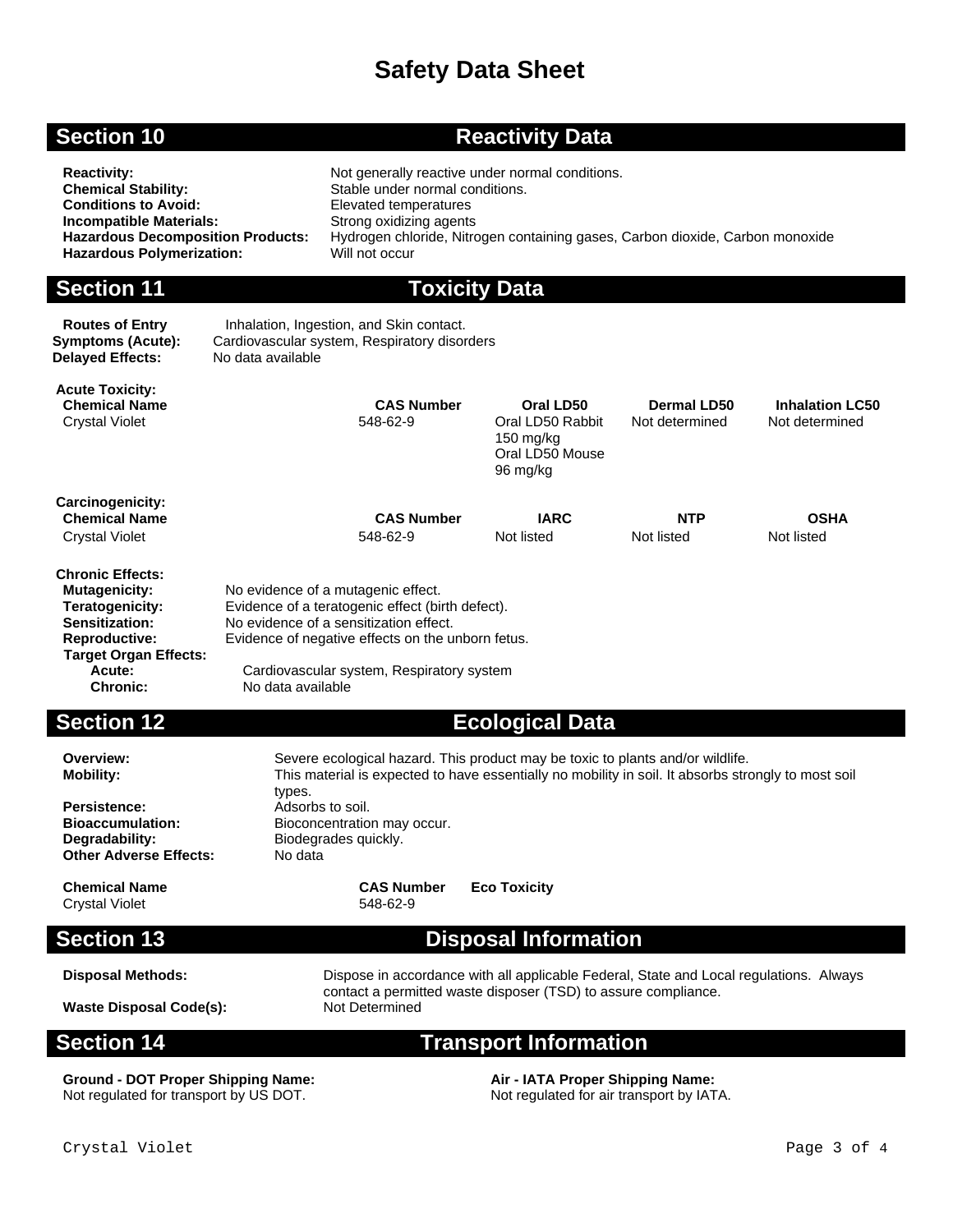# Safety Data Sheet

## Section 10 Reactivity Data

**Reactivity:** Not generally reactive under normal conditions.
**Chemical Stability:** Stable under normal conditions.
**Conditions to Avoid:** Elevated temperatures
**Incompatible Materials:** Strong oxidizing agents
**Hazardous Decomposition Products:** Hydrogen chloride, Nitrogen containing gases, Carbon dioxide, Carbon monoxide
**Hazardous Polymerization:** Will not occur

## Section 11 Toxicity Data

**Routes of Entry** Inhalation, Ingestion, and Skin contact.
**Symptoms (Acute):** Cardiovascular system, Respiratory disorders
**Delayed Effects:** No data available

**Acute Toxicity:**

| Chemical Name | CAS Number | Oral LD50 | Dermal LD50 | Inhalation LC50 |
|---|---|---|---|---|
| Crystal Violet | 548-62-9 | Oral LD50 Rabbit 150 mg/kg<br>Oral LD50 Mouse 96 mg/kg | Not determined | Not determined |

**Carcinogenicity:**

| Chemical Name | CAS Number | IARC | NTP | OSHA |
|---|---|---|---|---|
| Crystal Violet | 548-62-9 | Not listed | Not listed | Not listed |

**Chronic Effects:**

**Mutagenicity:** No evidence of a mutagenic effect.
**Teratogenicity:** Evidence of a teratogenic effect (birth defect).
**Sensitization:** No evidence of a sensitization effect.
**Reproductive:** Evidence of negative effects on the unborn fetus.
**Target Organ Effects:**
**Acute:** Cardiovascular system, Respiratory system
**Chronic:** No data available

## Section 12 Ecological Data

**Overview:** Severe ecological hazard. This product may be toxic to plants and/or wildlife.
**Mobility:** This material is expected to have essentially no mobility in soil. It absorbs strongly to most soil types.
**Persistence:** Adsorbs to soil.
**Bioaccumulation:** Bioconcentration may occur.
**Degradability:** Biodegrades quickly.
**Other Adverse Effects:** No data

| Chemical Name | CAS Number | Eco Toxicity |
|---|---|---|
| Crystal Violet | 548-62-9 | |

## Section 13 Disposal Information

**Disposal Methods:** Dispose in accordance with all applicable Federal, State and Local regulations. Always contact a permitted waste disposer (TSD) to assure compliance.
**Waste Disposal Code(s):** Not Determined

## Section 14 Transport Information

**Ground - DOT Proper Shipping Name:**
Not regulated for transport by US DOT.

**Air - IATA Proper Shipping Name:**
Not regulated for air transport by IATA.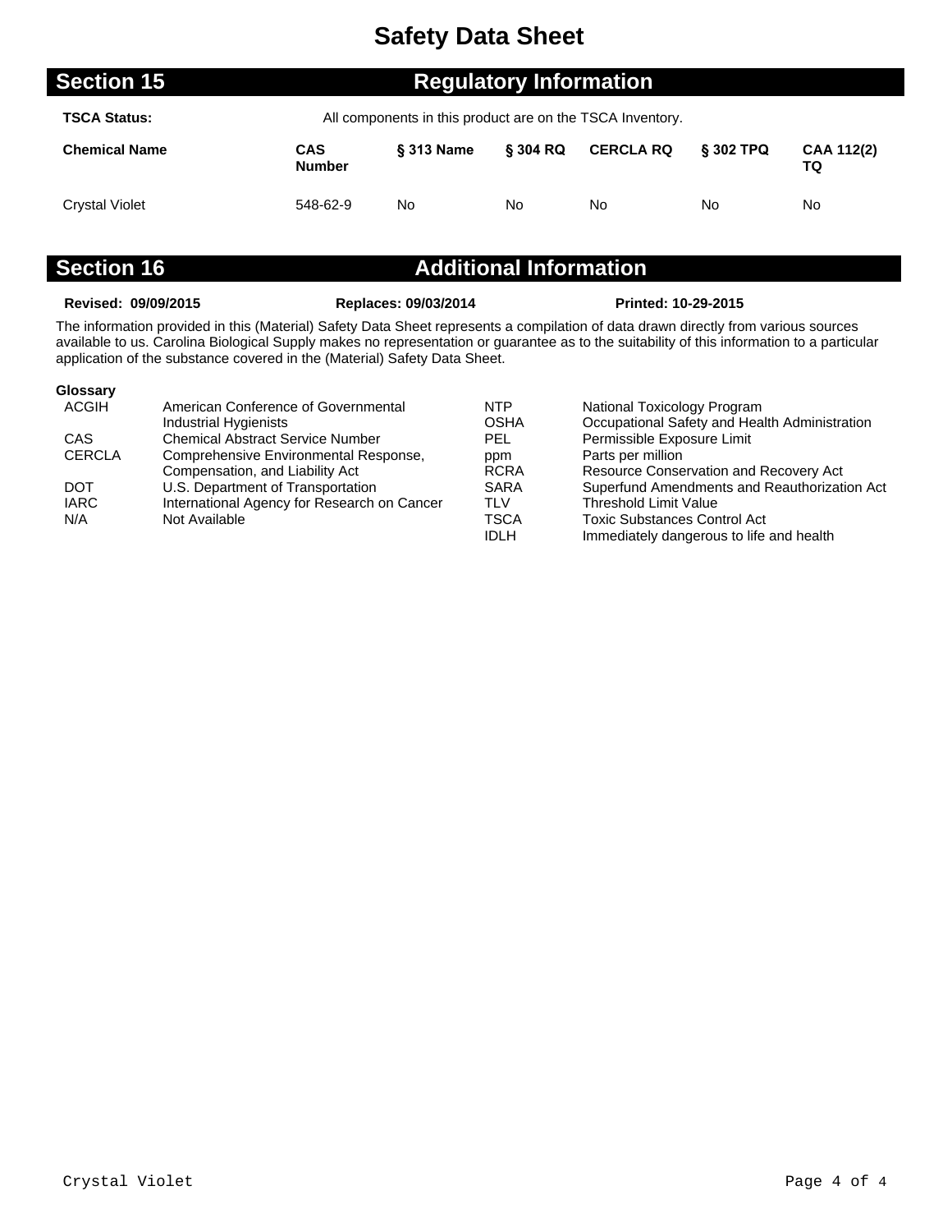# Safety Data Sheet

## Section 15 Regulatory Information

**TSCA Status:** All components in this product are on the TSCA Inventory.

| Chemical Name | CAS Number | § 313 Name | § 304 RQ | CERCLA RQ | § 302 TPQ | CAA 112(2) TQ |
|---|---|---|---|---|---|---|
| Crystal Violet | 548-62-9 | No | No | No | No | No |

## Section 16 Additional Information

**Revised: 09/09/2015** **Replaces: 09/03/2014** **Printed: 10-29-2015**

The information provided in this (Material) Safety Data Sheet represents a compilation of data drawn directly from various sources available to us. Carolina Biological Supply makes no representation or guarantee as to the suitability of this information to a particular application of the substance covered in the (Material) Safety Data Sheet.

**Glossary**

| | |
|---|---|
| ACGIH | American Conference of Governmental Industrial Hygienists |
| CAS | Chemical Abstract Service Number |
| CERCLA | Comprehensive Environmental Response, Compensation, and Liability Act |
| DOT | U.S. Department of Transportation |
| IARC | International Agency for Research on Cancer |
| N/A | Not Available |
| NTP | National Toxicology Program |
| OSHA | Occupational Safety and Health Administration |
| PEL | Permissible Exposure Limit |
| ppm | Parts per million |
| RCRA | Resource Conservation and Recovery Act |
| SARA | Superfund Amendments and Reauthorization Act |
| TLV | Threshold Limit Value |
| TSCA | Toxic Substances Control Act |
| IDLH | Immediately dangerous to life and health |